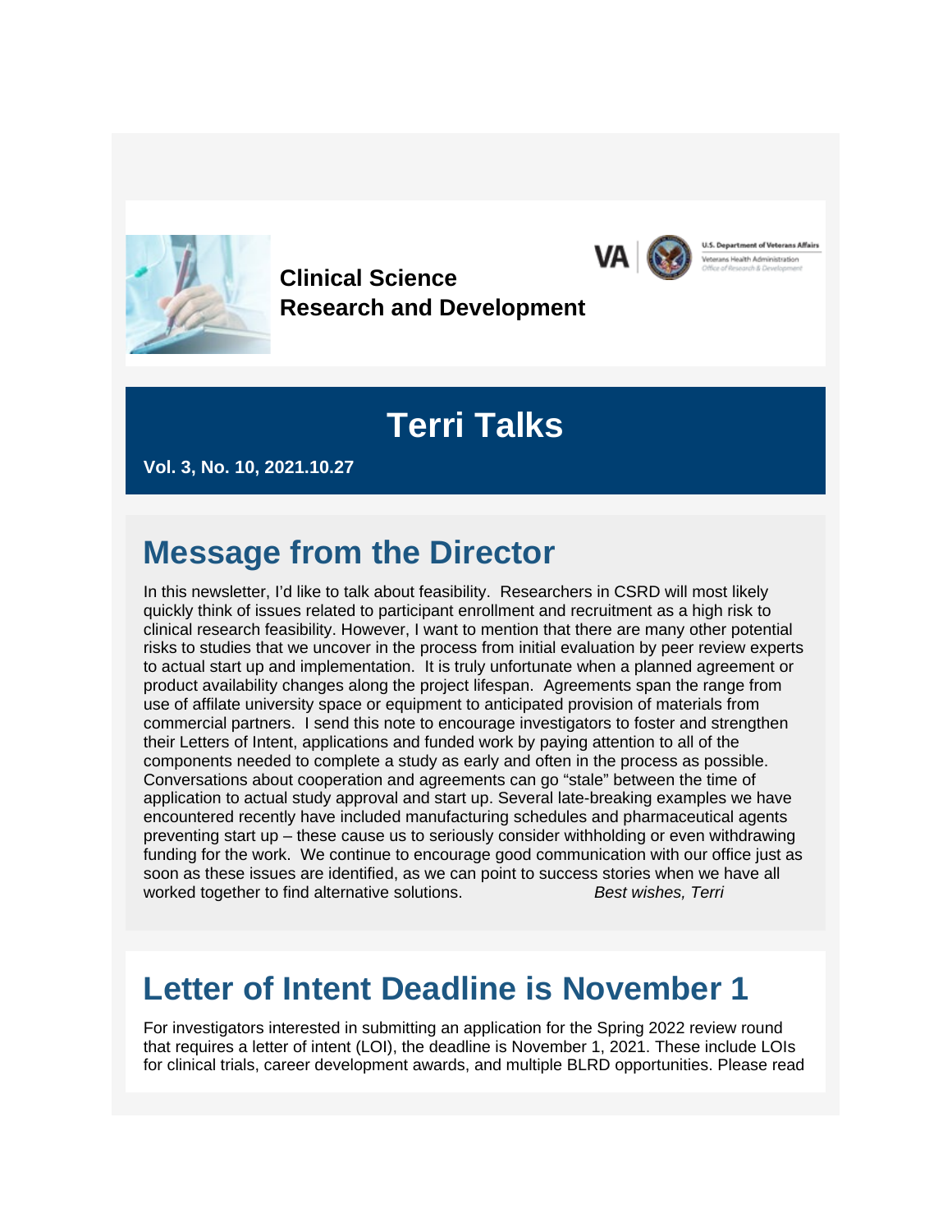**Clinical Science Research and Development**

U.S. Department of Veterans Affairs
Veterans Health Administration
Office of Research & Development

# Terri Talks

**Vol. 3, No. 10, 2021.10.27**

## Message from the Director

In this newsletter, I'd like to talk about feasibility. Researchers in CSRD will most likely quickly think of issues related to participant enrollment and recruitment as a high risk to clinical research feasibility. However, I want to mention that there are many other potential risks to studies that we uncover in the process from initial evaluation by peer review experts to actual start up and implementation. It is truly unfortunate when a planned agreement or product availability changes along the project lifespan. Agreements span the range from use of affilate university space or equipment to anticipated provision of materials from commercial partners. I send this note to encourage investigators to foster and strengthen their Letters of Intent, applications and funded work by paying attention to all of the components needed to complete a study as early and often in the process as possible. Conversations about cooperation and agreements can go "stale" between the time of application to actual study approval and start up. Several late-breaking examples we have encountered recently have included manufacturing schedules and pharmaceutical agents preventing start up – these cause us to seriously consider withholding or even withdrawing funding for the work. We continue to encourage good communication with our office just as soon as these issues are identified, as we can point to success stories when we have all worked together to find alternative solutions. *Best wishes, Terri*

## Letter of Intent Deadline is November 1

For investigators interested in submitting an application for the Spring 2022 review round that requires a letter of intent (LOI), the deadline is November 1, 2021. These include LOIs for clinical trials, career development awards, and multiple BLRD opportunities. Please read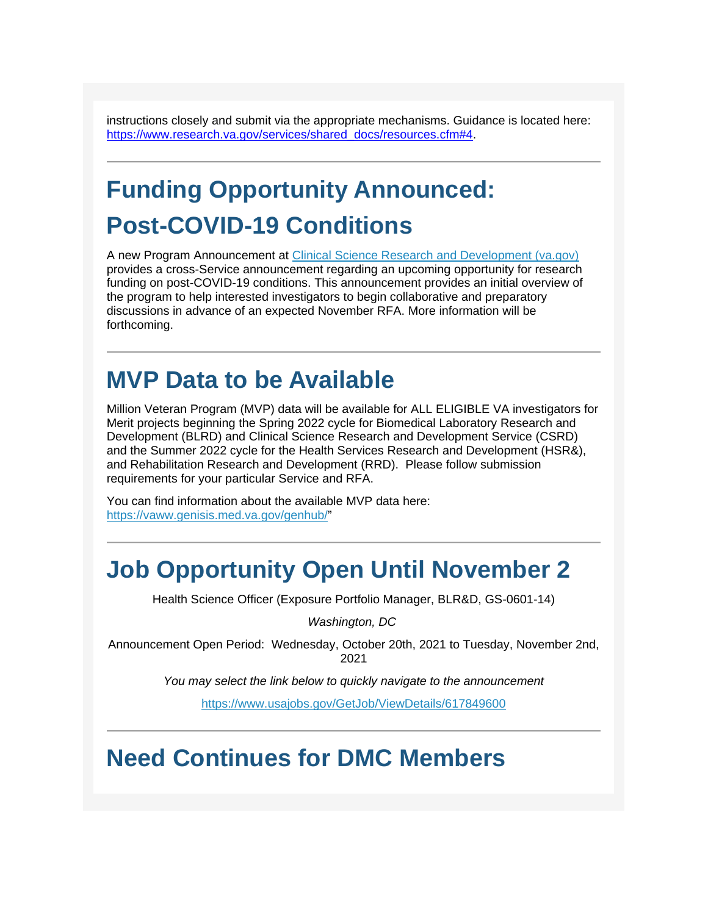instructions closely and submit via the appropriate mechanisms. Guidance is located here: [https://www.research.va.gov/services/shared_docs/resources.cfm#4](https://www.research.va.gov/services/shared_docs/resources.cfm#4).

---

# Funding Opportunity Announced: Post-COVID-19 Conditions

A new Program Announcement at [Clinical Science Research and Development (va.gov)](#) provides a cross-Service announcement regarding an upcoming opportunity for research funding on post-COVID-19 conditions. This announcement provides an initial overview of the program to help interested investigators to begin collaborative and preparatory discussions in advance of an expected November RFA. More information will be forthcoming.

---

# MVP Data to be Available

Million Veteran Program (MVP) data will be available for ALL ELIGIBLE VA investigators for Merit projects beginning the Spring 2022 cycle for Biomedical Laboratory Research and Development (BLRD) and Clinical Science Research and Development Service (CSRD) and the Summer 2022 cycle for the Health Services Research and Development (HSR&), and Rehabilitation Research and Development (RRD). Please follow submission requirements for your particular Service and RFA.

You can find information about the available MVP data here: [https://vaww.genisis.med.va.gov/genhub/](https://vaww.genisis.med.va.gov/genhub/)"

---

# Job Opportunity Open Until November 2

Health Science Officer (Exposure Portfolio Manager, BLR&D, GS-0601-14)

*Washington, DC*

Announcement Open Period: Wednesday, October 20th, 2021 to Tuesday, November 2nd, 2021

*You may select the link below to quickly navigate to the announcement*

[https://www.usajobs.gov/GetJob/ViewDetails/617849600](https://www.usajobs.gov/GetJob/ViewDetails/617849600)

---

# Need Continues for DMC Members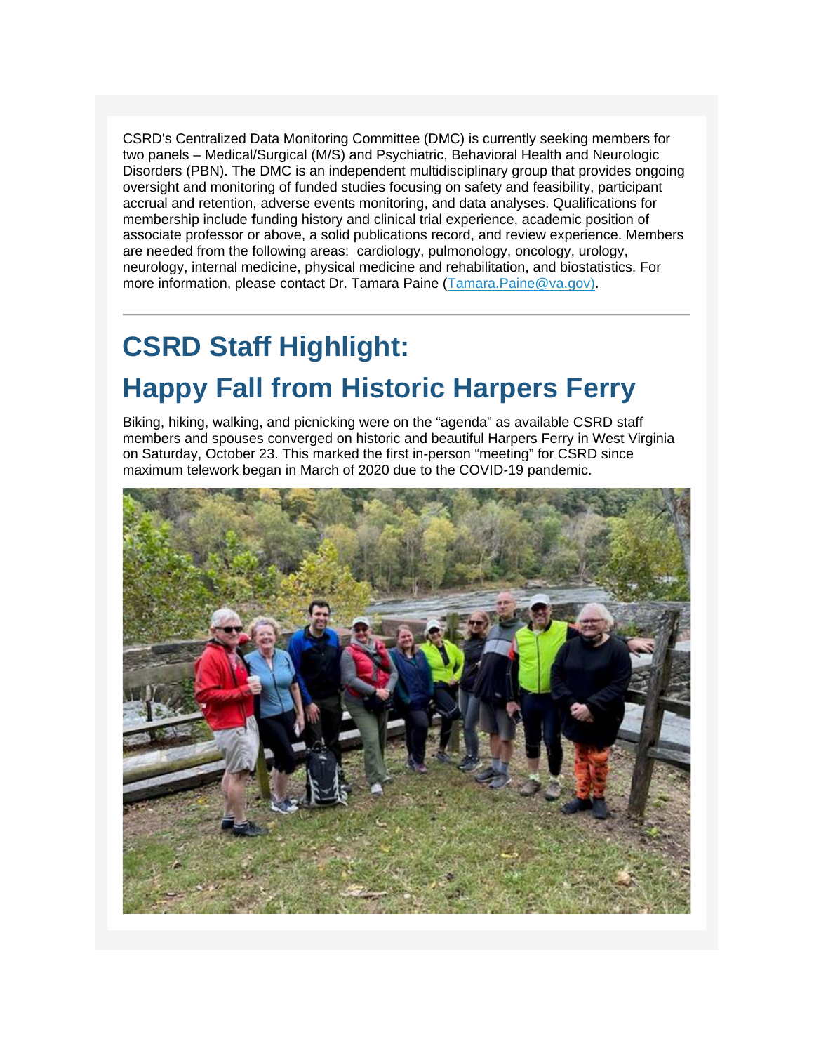CSRD's Centralized Data Monitoring Committee (DMC) is currently seeking members for two panels – Medical/Surgical (M/S) and Psychiatric, Behavioral Health and Neurologic Disorders (PBN). The DMC is an independent multidisciplinary group that provides ongoing oversight and monitoring of funded studies focusing on safety and feasibility, participant accrual and retention, adverse events monitoring, and data analyses. Qualifications for membership include funding history and clinical trial experience, academic position of associate professor or above, a solid publications record, and review experience. Members are needed from the following areas: cardiology, pulmonology, oncology, urology, neurology, internal medicine, physical medicine and rehabilitation, and biostatistics. For more information, please contact Dr. Tamara Paine (Tamara.Paine@va.gov).

---

# CSRD Staff Highlight:

# Happy Fall from Historic Harpers Ferry

Biking, hiking, walking, and picnicking were on the "agenda" as available CSRD staff members and spouses converged on historic and beautiful Harpers Ferry in West Virginia on Saturday, October 23. This marked the first in-person "meeting" for CSRD since maximum telework began in March of 2020 due to the COVID-19 pandemic.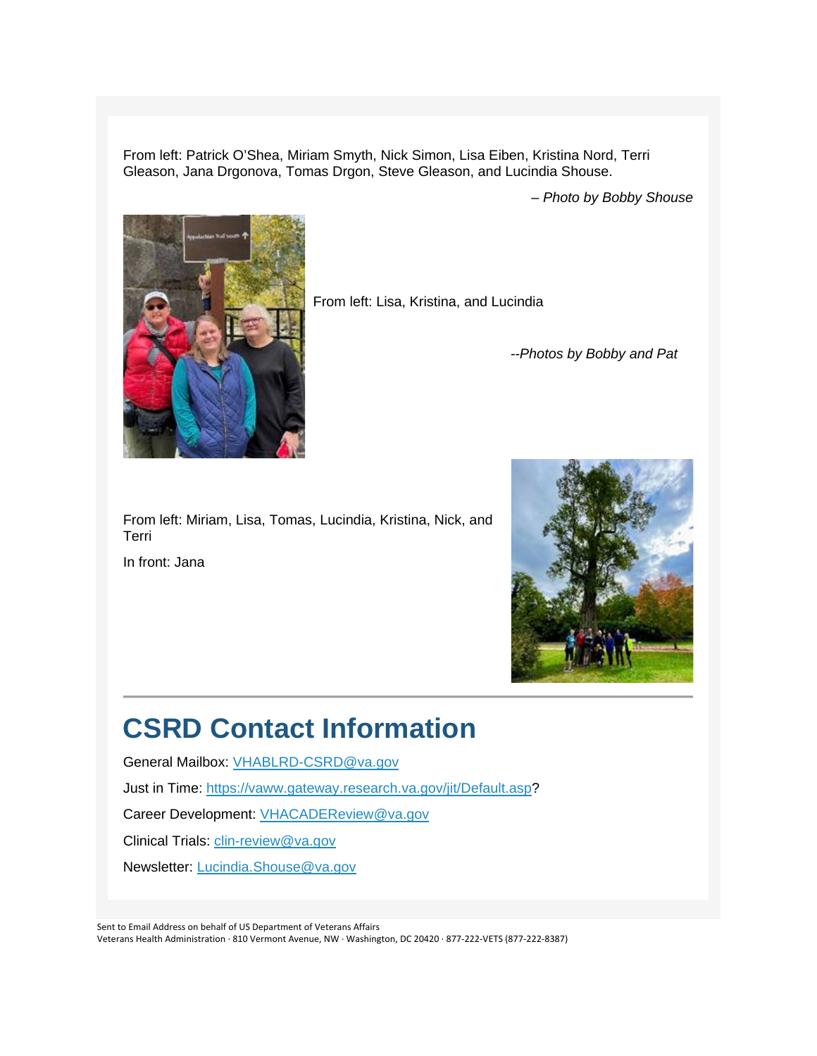From left: Patrick O'Shea, Miriam Smyth, Nick Simon, Lisa Eiben, Kristina Nord, Terri Gleason, Jana Drgonova, Tomas Drgon, Steve Gleason, and Lucindia Shouse.

*– Photo by Bobby Shouse*

From left: Lisa, Kristina, and Lucindia

*--Photos by Bobby and Pat*

From left: Miriam, Lisa, Tomas, Lucindia, Kristina, Nick, and Terri

In front: Jana

---

# CSRD Contact Information

General Mailbox: [VHABLRD-CSRD@va.gov](mailto:VHABLRD-CSRD@va.gov)

Just in Time: [https://vaww.gateway.research.va.gov/jit/Default.asp](https://vaww.gateway.research.va.gov/jit/Default.asp)?

Career Development: [VHACADEReview@va.gov](mailto:VHACADEReview@va.gov)

Clinical Trials: [clin-review@va.gov](mailto:clin-review@va.gov)

Newsletter: [Lucindia.Shouse@va.gov](mailto:Lucindia.Shouse@va.gov)

Sent to Email Address on behalf of US Department of Veterans Affairs
Veterans Health Administration · 810 Vermont Avenue, NW · Washington, DC 20420 · 877-222-VETS (877-222-8387)